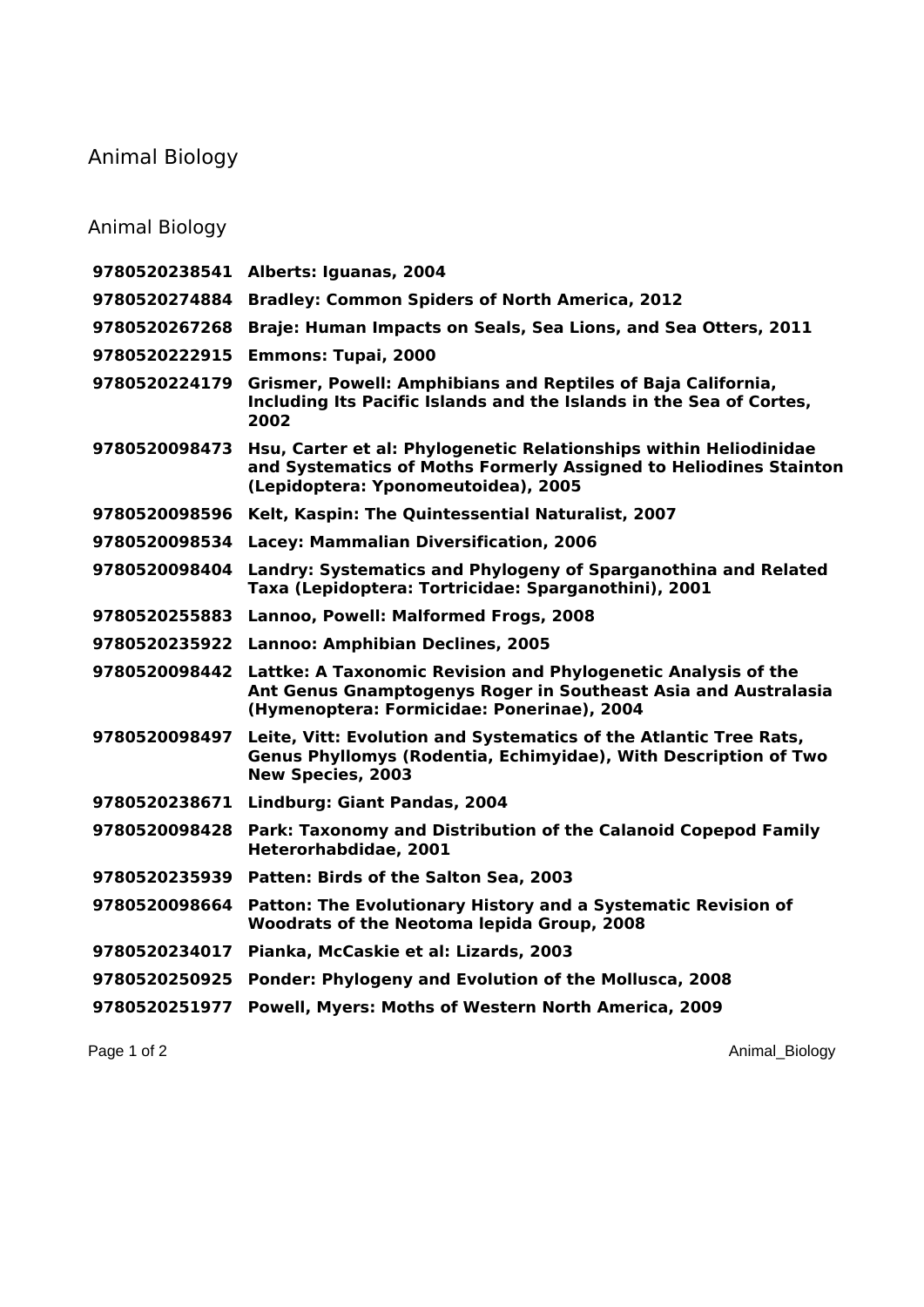# Animal Biology

## Animal Biology

| | |
|---|---|
| **9780520238541** | **Alberts: Iguanas, 2004** |
| **9780520274884** | **Bradley: Common Spiders of North America, 2012** |
| **9780520267268** | **Braje: Human Impacts on Seals, Sea Lions, and Sea Otters, 2011** |
| **9780520222915** | **Emmons: Tupai, 2000** |
| **9780520224179** | **Grismer, Powell: Amphibians and Reptiles of Baja California, Including Its Pacific Islands and the Islands in the Sea of Cortes, 2002** |
| **9780520098473** | **Hsu, Carter et al: Phylogenetic Relationships within Heliodinidae and Systematics of Moths Formerly Assigned to Heliodines Stainton (Lepidoptera: Yponomeutoidea), 2005** |
| **9780520098596** | **Kelt, Kaspin: The Quintessential Naturalist, 2007** |
| **9780520098534** | **Lacey: Mammalian Diversification, 2006** |
| **9780520098404** | **Landry: Systematics and Phylogeny of Sparganothina and Related Taxa (Lepidoptera: Tortricidae: Sparganothini), 2001** |
| **9780520255883** | **Lannoo, Powell: Malformed Frogs, 2008** |
| **9780520235922** | **Lannoo: Amphibian Declines, 2005** |
| **9780520098442** | **Lattke: A Taxonomic Revision and Phylogenetic Analysis of the Ant Genus Gnamptogenys Roger in Southeast Asia and Australasia (Hymenoptera: Formicidae: Ponerinae), 2004** |
| **9780520098497** | **Leite, Vitt: Evolution and Systematics of the Atlantic Tree Rats, Genus Phyllomys (Rodentia, Echimyidae), With Description of Two New Species, 2003** |
| **9780520238671** | **Lindburg: Giant Pandas, 2004** |
| **9780520098428** | **Park: Taxonomy and Distribution of the Calanoid Copepod Family Heterorhabdidae, 2001** |
| **9780520235939** | **Patten: Birds of the Salton Sea, 2003** |
| **9780520098664** | **Patton: The Evolutionary History and a Systematic Revision of Woodrats of the Neotoma lepida Group, 2008** |
| **9780520234017** | **Pianka, McCaskie et al: Lizards, 2003** |
| **9780520250925** | **Ponder: Phylogeny and Evolution of the Mollusca, 2008** |
| **9780520251977** | **Powell, Myers: Moths of Western North America, 2009** |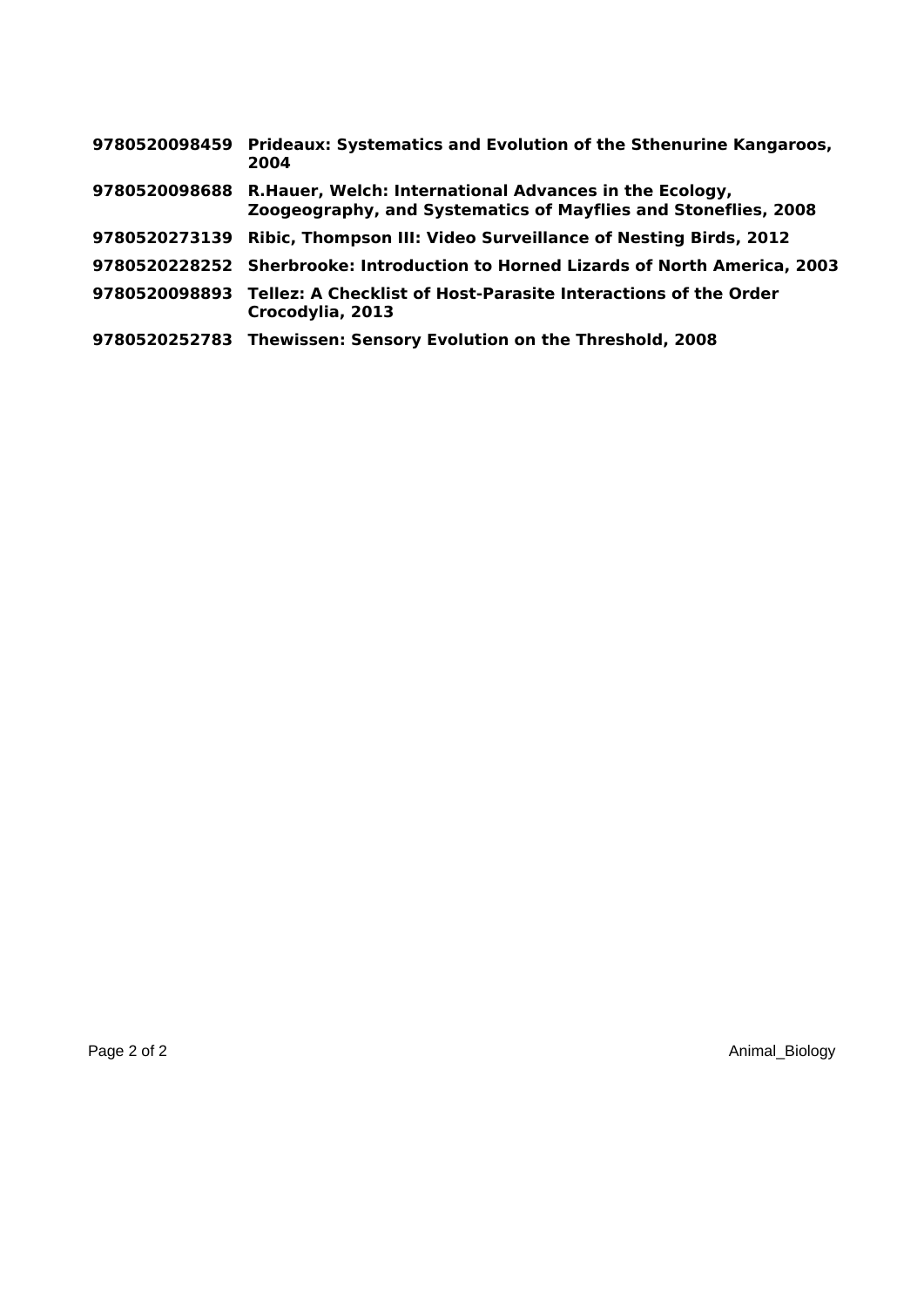| | |
|---|---|
| **9780520098459** | **Prideaux: Systematics and Evolution of the Sthenurine Kangaroos, 2004** |
| **9780520098688** | **R.Hauer, Welch: International Advances in the Ecology, Zoogeography, and Systematics of Mayflies and Stoneflies, 2008** |
| **9780520273139** | **Ribic, Thompson III: Video Surveillance of Nesting Birds, 2012** |
| **9780520228252** | **Sherbrooke: Introduction to Horned Lizards of North America, 2003** |
| **9780520098893** | **Tellez: A Checklist of Host-Parasite Interactions of the Order Crocodylia, 2013** |
| **9780520252783** | **Thewissen: Sensory Evolution on the Threshold, 2008** |